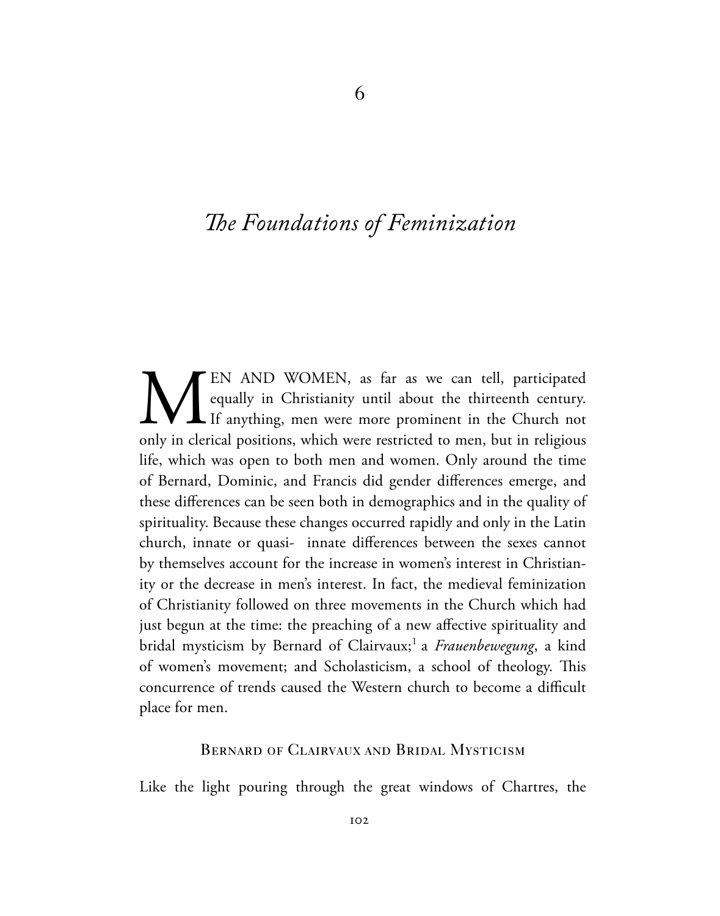# 6

# *The Foundations of Feminization*

MEN AND WOMEN, as far as we can tell, participated equally in Christianity until about the thirteenth century. If anything, men were more prominent in the Church not only in clerical positions, which were restricted to men, but in religious life, which was open to both men and women. Only around the time of Bernard, Dominic, and Francis did gender differences emerge, and these differences can be seen both in demographics and in the quality of spirituality. Because these changes occurred rapidly and only in the Latin church, innate or quasi- innate differences between the sexes cannot by themselves account for the increase in women's interest in Christianity or the decrease in men's interest. In fact, the medieval feminization of Christianity followed on three movements in the Church which had just begun at the time: the preaching of a new affective spirituality and bridal mysticism by Bernard of Clairvaux;[1] a *Frauenbewegung*, a kind of women's movement; and Scholasticism, a school of theology. This concurrence of trends caused the Western church to become a difficult place for men.

## Bernard of Clairvaux and Bridal Mysticism

Like the light pouring through the great windows of Chartres, the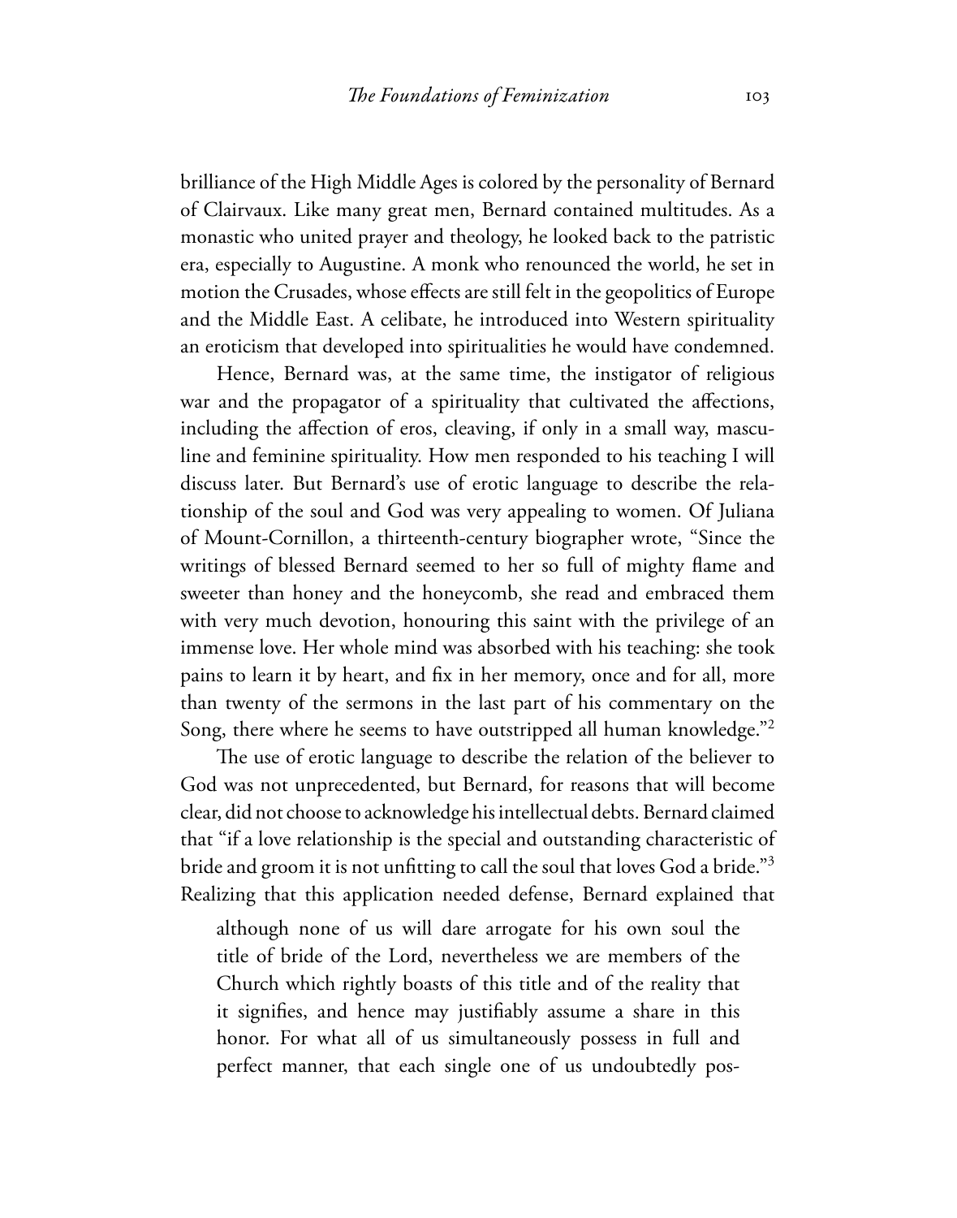brilliance of the High Middle Ages is colored by the personality of Bernard of Clairvaux. Like many great men, Bernard contained multitudes. As a monastic who united prayer and theology, he looked back to the patristic era, especially to Augustine. A monk who renounced the world, he set in motion the Crusades, whose effects are still felt in the geopolitics of Europe and the Middle East. A celibate, he introduced into Western spirituality an eroticism that developed into spiritualities he would have condemned.

Hence, Bernard was, at the same time, the instigator of religious war and the propagator of a spirituality that cultivated the affections, including the affection of eros, cleaving, if only in a small way, masculine and feminine spirituality. How men responded to his teaching I will discuss later. But Bernard's use of erotic language to describe the relationship of the soul and God was very appealing to women. Of Juliana of Mount-Cornillon, a thirteenth-century biographer wrote, "Since the writings of blessed Bernard seemed to her so full of mighty flame and sweeter than honey and the honeycomb, she read and embraced them with very much devotion, honouring this saint with the privilege of an immense love. Her whole mind was absorbed with his teaching: she took pains to learn it by heart, and fix in her memory, once and for all, more than twenty of the sermons in the last part of his commentary on the Song, there where he seems to have outstripped all human knowledge."[2]

The use of erotic language to describe the relation of the believer to God was not unprecedented, but Bernard, for reasons that will become clear, did not choose to acknowledge his intellectual debts. Bernard claimed that "if a love relationship is the special and outstanding characteristic of bride and groom it is not unfitting to call the soul that loves God a bride."[3] Realizing that this application needed defense, Bernard explained that

> although none of us will dare arrogate for his own soul the title of bride of the Lord, nevertheless we are members of the Church which rightly boasts of this title and of the reality that it signifies, and hence may justifiably assume a share in this honor. For what all of us simultaneously possess in full and perfect manner, that each single one of us undoubtedly pos-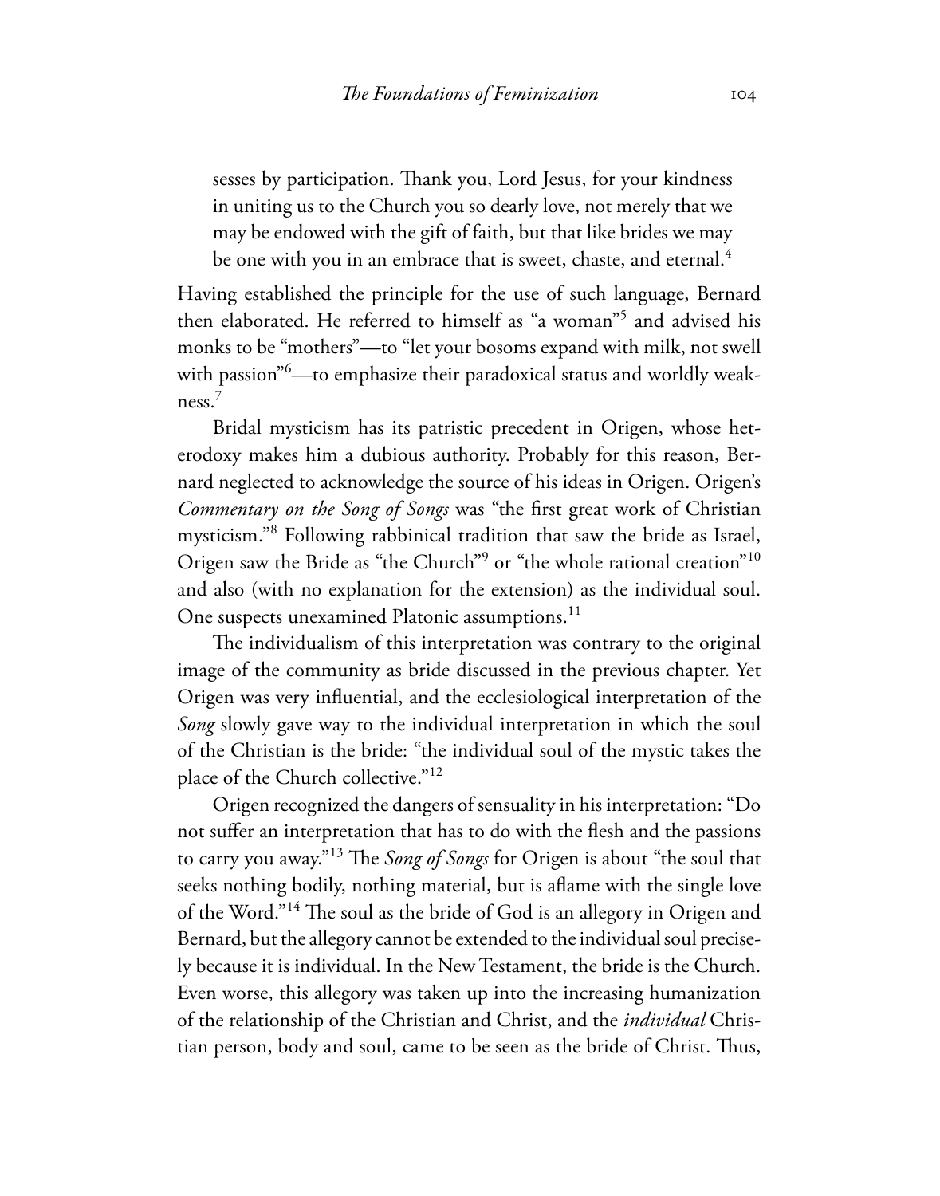> sesses by participation. Thank you, Lord Jesus, for your kindness in uniting us to the Church you so dearly love, not merely that we may be endowed with the gift of faith, but that like brides we may be one with you in an embrace that is sweet, chaste, and eternal.[4]

Having established the principle for the use of such language, Bernard then elaborated. He referred to himself as "a woman"[5] and advised his monks to be "mothers"—to "let your bosoms expand with milk, not swell with passion"[6]—to emphasize their paradoxical status and worldly weakness.[7]

Bridal mysticism has its patristic precedent in Origen, whose heterodoxy makes him a dubious authority. Probably for this reason, Bernard neglected to acknowledge the source of his ideas in Origen. Origen's *Commentary on the Song of Songs* was "the first great work of Christian mysticism."[8] Following rabbinical tradition that saw the bride as Israel, Origen saw the Bride as "the Church"[9] or "the whole rational creation"[10] and also (with no explanation for the extension) as the individual soul. One suspects unexamined Platonic assumptions.[11]

The individualism of this interpretation was contrary to the original image of the community as bride discussed in the previous chapter. Yet Origen was very influential, and the ecclesiological interpretation of the *Song* slowly gave way to the individual interpretation in which the soul of the Christian is the bride: "the individual soul of the mystic takes the place of the Church collective."[12]

Origen recognized the dangers of sensuality in his interpretation: "Do not suffer an interpretation that has to do with the flesh and the passions to carry you away."[13] The *Song of Songs* for Origen is about "the soul that seeks nothing bodily, nothing material, but is aflame with the single love of the Word."[14] The soul as the bride of God is an allegory in Origen and Bernard, but the allegory cannot be extended to the individual soul precisely because it is individual. In the New Testament, the bride is the Church. Even worse, this allegory was taken up into the increasing humanization of the relationship of the Christian and Christ, and the *individual* Christian person, body and soul, came to be seen as the bride of Christ. Thus,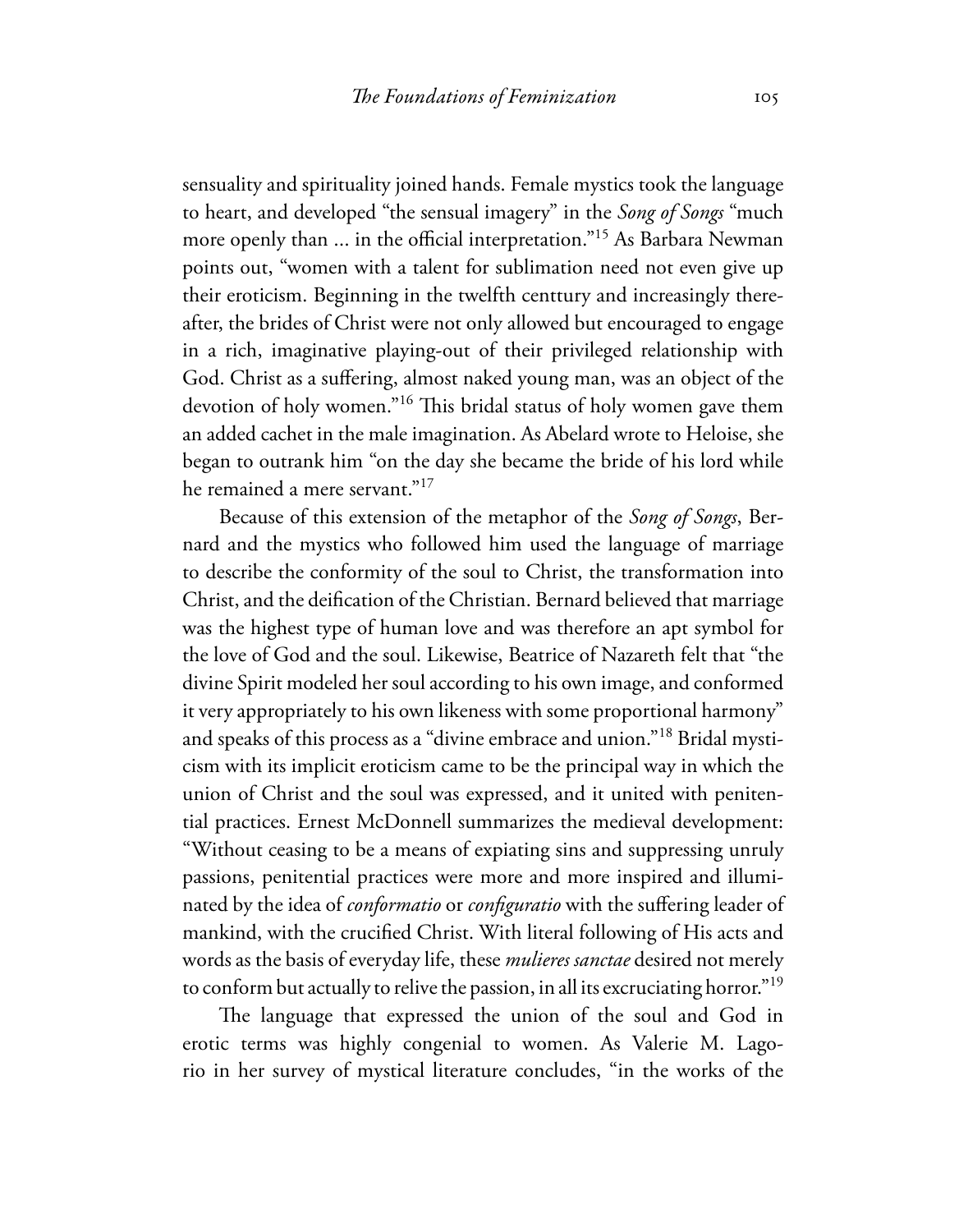sensuality and spirituality joined hands. Female mystics took the language to heart, and developed "the sensual imagery" in the *Song of Songs* "much more openly than ... in the official interpretation."[15] As Barbara Newman points out, "women with a talent for sublimation need not even give up their eroticism. Beginning in the twelfth centtury and increasingly thereafter, the brides of Christ were not only allowed but encouraged to engage in a rich, imaginative playing-out of their privileged relationship with God. Christ as a suffering, almost naked young man, was an object of the devotion of holy women."[16] This bridal status of holy women gave them an added cachet in the male imagination. As Abelard wrote to Heloise, she began to outrank him "on the day she became the bride of his lord while he remained a mere servant."[17]

Because of this extension of the metaphor of the *Song of Songs*, Bernard and the mystics who followed him used the language of marriage to describe the conformity of the soul to Christ, the transformation into Christ, and the deification of the Christian. Bernard believed that marriage was the highest type of human love and was therefore an apt symbol for the love of God and the soul. Likewise, Beatrice of Nazareth felt that "the divine Spirit modeled her soul according to his own image, and conformed it very appropriately to his own likeness with some proportional harmony" and speaks of this process as a "divine embrace and union."[18] Bridal mysticism with its implicit eroticism came to be the principal way in which the union of Christ and the soul was expressed, and it united with penitential practices. Ernest McDonnell summarizes the medieval development: "Without ceasing to be a means of expiating sins and suppressing unruly passions, penitential practices were more and more inspired and illuminated by the idea of *conformatio* or *configuratio* with the suffering leader of mankind, with the crucified Christ. With literal following of His acts and words as the basis of everyday life, these *mulieres sanctae* desired not merely to conform but actually to relive the passion, in all its excruciating horror."[19]

The language that expressed the union of the soul and God in erotic terms was highly congenial to women. As Valerie M. Lagorio in her survey of mystical literature concludes, "in the works of the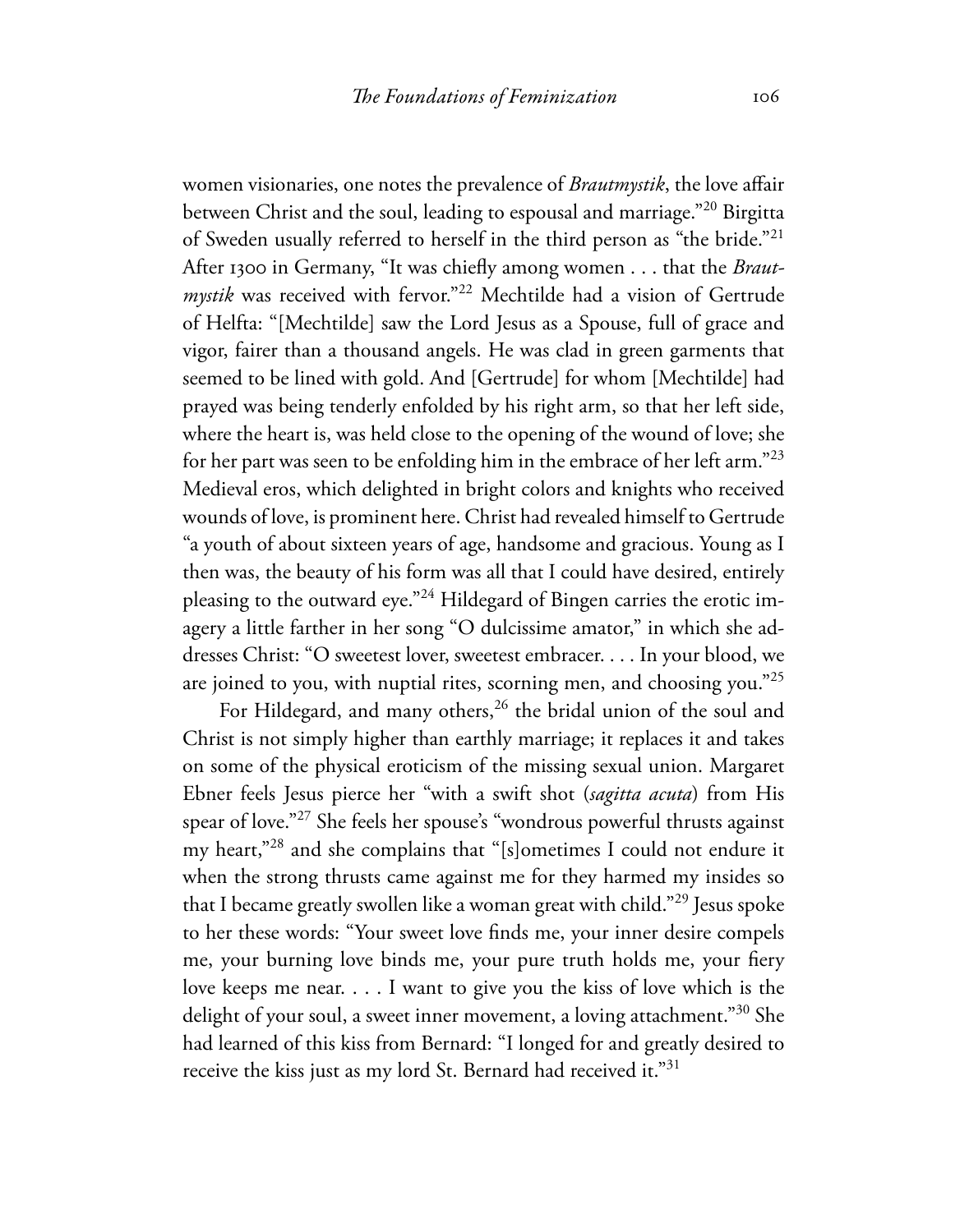women visionaries, one notes the prevalence of *Brautmystik*, the love affair between Christ and the soul, leading to espousal and marriage."[20] Birgitta of Sweden usually referred to herself in the third person as "the bride."[21] After 1300 in Germany, "It was chiefly among women . . . that the *Brautmystik* was received with fervor."[22] Mechtilde had a vision of Gertrude of Helfta: "[Mechtilde] saw the Lord Jesus as a Spouse, full of grace and vigor, fairer than a thousand angels. He was clad in green garments that seemed to be lined with gold. And [Gertrude] for whom [Mechtilde] had prayed was being tenderly enfolded by his right arm, so that her left side, where the heart is, was held close to the opening of the wound of love; she for her part was seen to be enfolding him in the embrace of her left arm."[23] Medieval eros, which delighted in bright colors and knights who received wounds of love, is prominent here. Christ had revealed himself to Gertrude "a youth of about sixteen years of age, handsome and gracious. Young as I then was, the beauty of his form was all that I could have desired, entirely pleasing to the outward eye."[24] Hildegard of Bingen carries the erotic imagery a little farther in her song "O dulcissime amator," in which she addresses Christ: "O sweetest lover, sweetest embracer. . . . In your blood, we are joined to you, with nuptial rites, scorning men, and choosing you."[25]

For Hildegard, and many others,[26] the bridal union of the soul and Christ is not simply higher than earthly marriage; it replaces it and takes on some of the physical eroticism of the missing sexual union. Margaret Ebner feels Jesus pierce her "with a swift shot (*sagitta acuta*) from His spear of love."[27] She feels her spouse's "wondrous powerful thrusts against my heart,"[28] and she complains that "[s]ometimes I could not endure it when the strong thrusts came against me for they harmed my insides so that I became greatly swollen like a woman great with child."[29] Jesus spoke to her these words: "Your sweet love finds me, your inner desire compels me, your burning love binds me, your pure truth holds me, your fiery love keeps me near. . . . I want to give you the kiss of love which is the delight of your soul, a sweet inner movement, a loving attachment."[30] She had learned of this kiss from Bernard: "I longed for and greatly desired to receive the kiss just as my lord St. Bernard had received it."[31]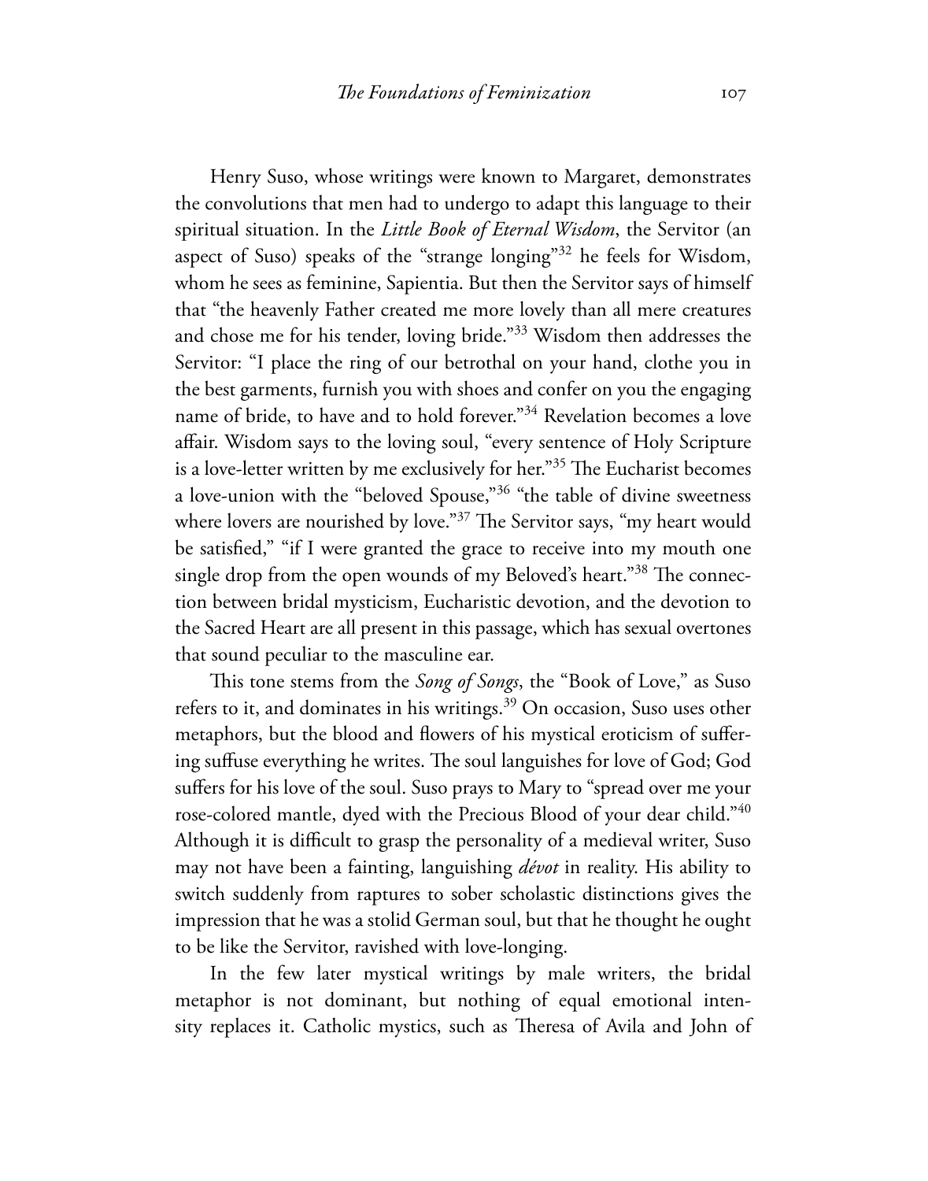Henry Suso, whose writings were known to Margaret, demonstrates the convolutions that men had to undergo to adapt this language to their spiritual situation. In the *Little Book of Eternal Wisdom*, the Servitor (an aspect of Suso) speaks of the "strange longing"[32] he feels for Wisdom, whom he sees as feminine, Sapientia. But then the Servitor says of himself that "the heavenly Father created me more lovely than all mere creatures and chose me for his tender, loving bride."[33] Wisdom then addresses the Servitor: "I place the ring of our betrothal on your hand, clothe you in the best garments, furnish you with shoes and confer on you the engaging name of bride, to have and to hold forever."[34] Revelation becomes a love affair. Wisdom says to the loving soul, "every sentence of Holy Scripture is a love-letter written by me exclusively for her."[35] The Eucharist becomes a love-union with the "beloved Spouse,"[36] "the table of divine sweetness where lovers are nourished by love."[37] The Servitor says, "my heart would be satisfied," "if I were granted the grace to receive into my mouth one single drop from the open wounds of my Beloved's heart."[38] The connection between bridal mysticism, Eucharistic devotion, and the devotion to the Sacred Heart are all present in this passage, which has sexual overtones that sound peculiar to the masculine ear.

This tone stems from the *Song of Songs*, the "Book of Love," as Suso refers to it, and dominates in his writings.[39] On occasion, Suso uses other metaphors, but the blood and flowers of his mystical eroticism of suffering suffuse everything he writes. The soul languishes for love of God; God suffers for his love of the soul. Suso prays to Mary to "spread over me your rose-colored mantle, dyed with the Precious Blood of your dear child."[40] Although it is difficult to grasp the personality of a medieval writer, Suso may not have been a fainting, languishing *dévot* in reality. His ability to switch suddenly from raptures to sober scholastic distinctions gives the impression that he was a stolid German soul, but that he thought he ought to be like the Servitor, ravished with love-longing.

In the few later mystical writings by male writers, the bridal metaphor is not dominant, but nothing of equal emotional intensity replaces it. Catholic mystics, such as Theresa of Avila and John of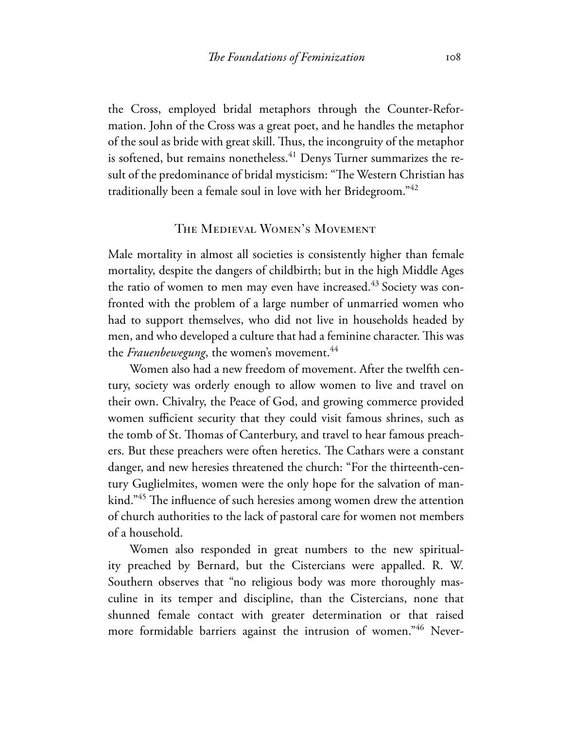the Cross, employed bridal metaphors through the Counter-Reformation. John of the Cross was a great poet, and he handles the metaphor of the soul as bride with great skill. Thus, the incongruity of the metaphor is softened, but remains nonetheless.[41] Denys Turner summarizes the result of the predominance of bridal mysticism: "The Western Christian has traditionally been a female soul in love with her Bridegroom."[42]

## The Medieval Women's Movement

Male mortality in almost all societies is consistently higher than female mortality, despite the dangers of childbirth; but in the high Middle Ages the ratio of women to men may even have increased.[43] Society was confronted with the problem of a large number of unmarried women who had to support themselves, who did not live in households headed by men, and who developed a culture that had a feminine character. This was the *Frauenbewegung*, the women's movement.[44]

Women also had a new freedom of movement. After the twelfth century, society was orderly enough to allow women to live and travel on their own. Chivalry, the Peace of God, and growing commerce provided women sufficient security that they could visit famous shrines, such as the tomb of St. Thomas of Canterbury, and travel to hear famous preachers. But these preachers were often heretics. The Cathars were a constant danger, and new heresies threatened the church: "For the thirteenth-century Guglielmites, women were the only hope for the salvation of mankind."[45] The influence of such heresies among women drew the attention of church authorities to the lack of pastoral care for women not members of a household.

Women also responded in great numbers to the new spirituality preached by Bernard, but the Cistercians were appalled. R. W. Southern observes that "no religious body was more thoroughly masculine in its temper and discipline, than the Cistercians, none that shunned female contact with greater determination or that raised more formidable barriers against the intrusion of women."[46] Never-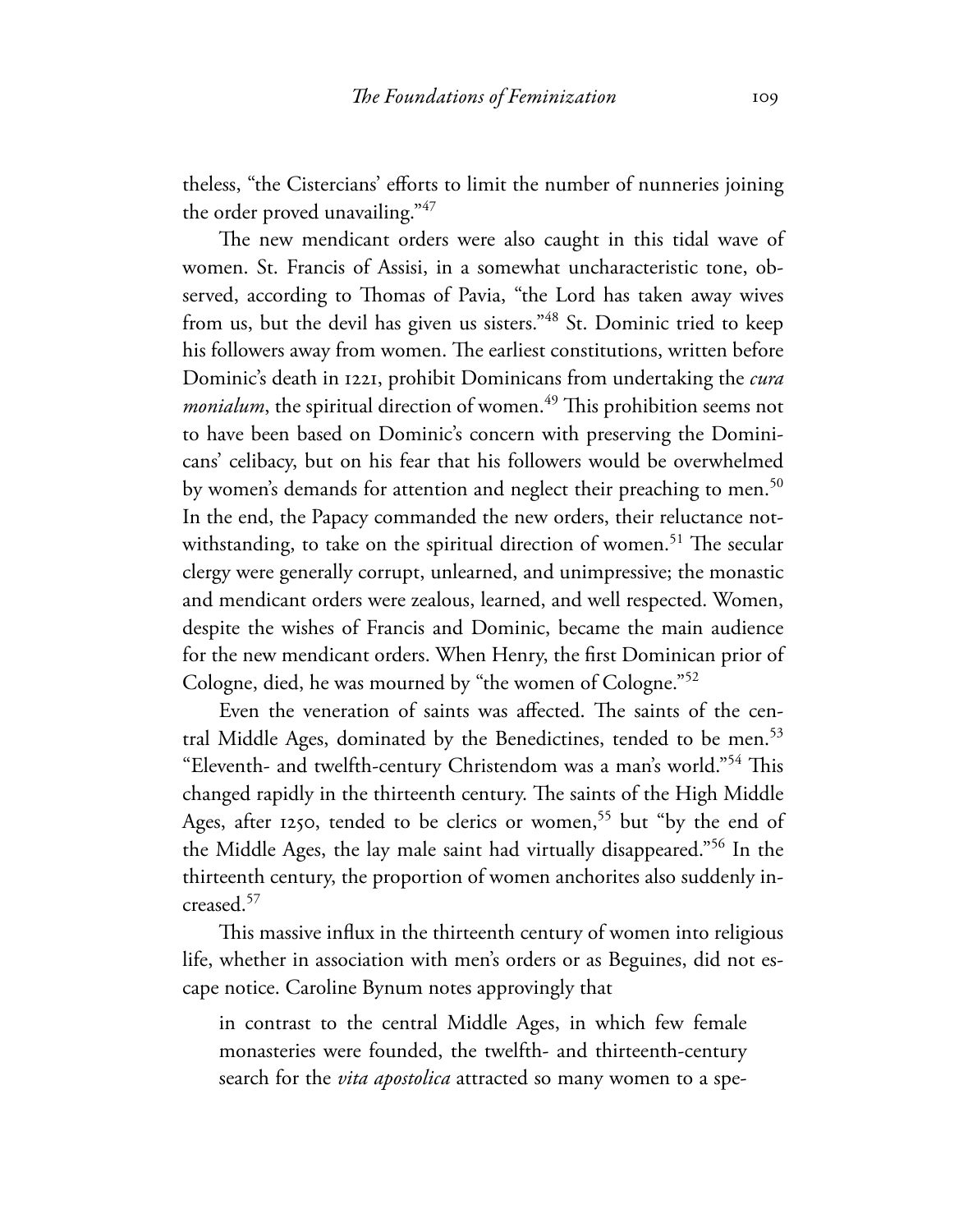theless, "the Cistercians' efforts to limit the number of nunneries joining the order proved unavailing."[47]

The new mendicant orders were also caught in this tidal wave of women. St. Francis of Assisi, in a somewhat uncharacteristic tone, observed, according to Thomas of Pavia, "the Lord has taken away wives from us, but the devil has given us sisters."[48] St. Dominic tried to keep his followers away from women. The earliest constitutions, written before Dominic's death in 1221, prohibit Dominicans from undertaking the *cura monialum*, the spiritual direction of women.[49] This prohibition seems not to have been based on Dominic's concern with preserving the Dominicans' celibacy, but on his fear that his followers would be overwhelmed by women's demands for attention and neglect their preaching to men.[50] In the end, the Papacy commanded the new orders, their reluctance notwithstanding, to take on the spiritual direction of women.[51] The secular clergy were generally corrupt, unlearned, and unimpressive; the monastic and mendicant orders were zealous, learned, and well respected. Women, despite the wishes of Francis and Dominic, became the main audience for the new mendicant orders. When Henry, the first Dominican prior of Cologne, died, he was mourned by "the women of Cologne."[52]

Even the veneration of saints was affected. The saints of the central Middle Ages, dominated by the Benedictines, tended to be men.[53] "Eleventh- and twelfth-century Christendom was a man's world."[54] This changed rapidly in the thirteenth century. The saints of the High Middle Ages, after 1250, tended to be clerics or women,[55] but "by the end of the Middle Ages, the lay male saint had virtually disappeared."[56] In the thirteenth century, the proportion of women anchorites also suddenly increased.[57]

This massive influx in the thirteenth century of women into religious life, whether in association with men's orders or as Beguines, did not escape notice. Caroline Bynum notes approvingly that

> in contrast to the central Middle Ages, in which few female monasteries were founded, the twelfth- and thirteenth-century search for the *vita apostolica* attracted so many women to a spe-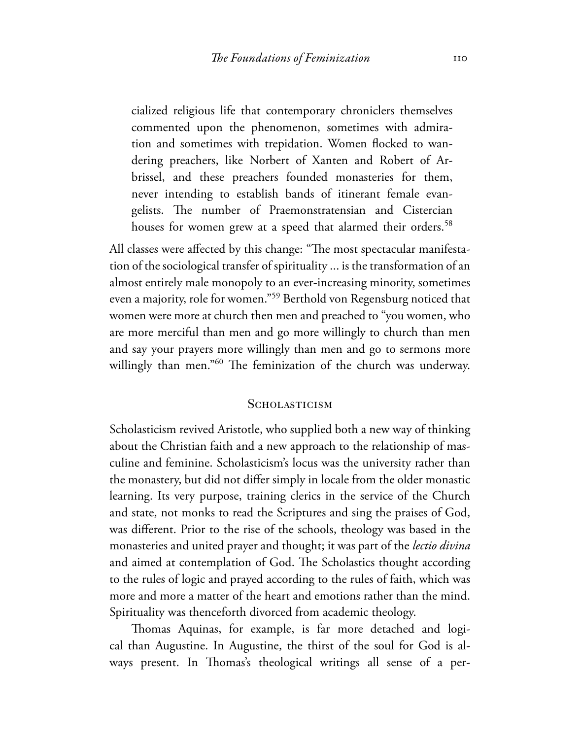cialized religious life that contemporary chroniclers themselves commented upon the phenomenon, sometimes with admiration and sometimes with trepidation. Women flocked to wandering preachers, like Norbert of Xanten and Robert of Arbrissel, and these preachers founded monasteries for them, never intending to establish bands of itinerant female evangelists. The number of Praemonstratensian and Cistercian houses for women grew at a speed that alarmed their orders.[58]

All classes were affected by this change: "The most spectacular manifestation of the sociological transfer of spirituality ... is the transformation of an almost entirely male monopoly to an ever-increasing minority, sometimes even a majority, role for women."[59] Berthold von Regensburg noticed that women were more at church then men and preached to "you women, who are more merciful than men and go more willingly to church than men and say your prayers more willingly than men and go to sermons more willingly than men."[60] The feminization of the church was underway.

## Scholasticism

Scholasticism revived Aristotle, who supplied both a new way of thinking about the Christian faith and a new approach to the relationship of masculine and feminine. Scholasticism's locus was the university rather than the monastery, but did not differ simply in locale from the older monastic learning. Its very purpose, training clerics in the service of the Church and state, not monks to read the Scriptures and sing the praises of God, was different. Prior to the rise of the schools, theology was based in the monasteries and united prayer and thought; it was part of the *lectio divina* and aimed at contemplation of God. The Scholastics thought according to the rules of logic and prayed according to the rules of faith, which was more and more a matter of the heart and emotions rather than the mind. Spirituality was thenceforth divorced from academic theology.

Thomas Aquinas, for example, is far more detached and logical than Augustine. In Augustine, the thirst of the soul for God is always present. In Thomas's theological writings all sense of a per-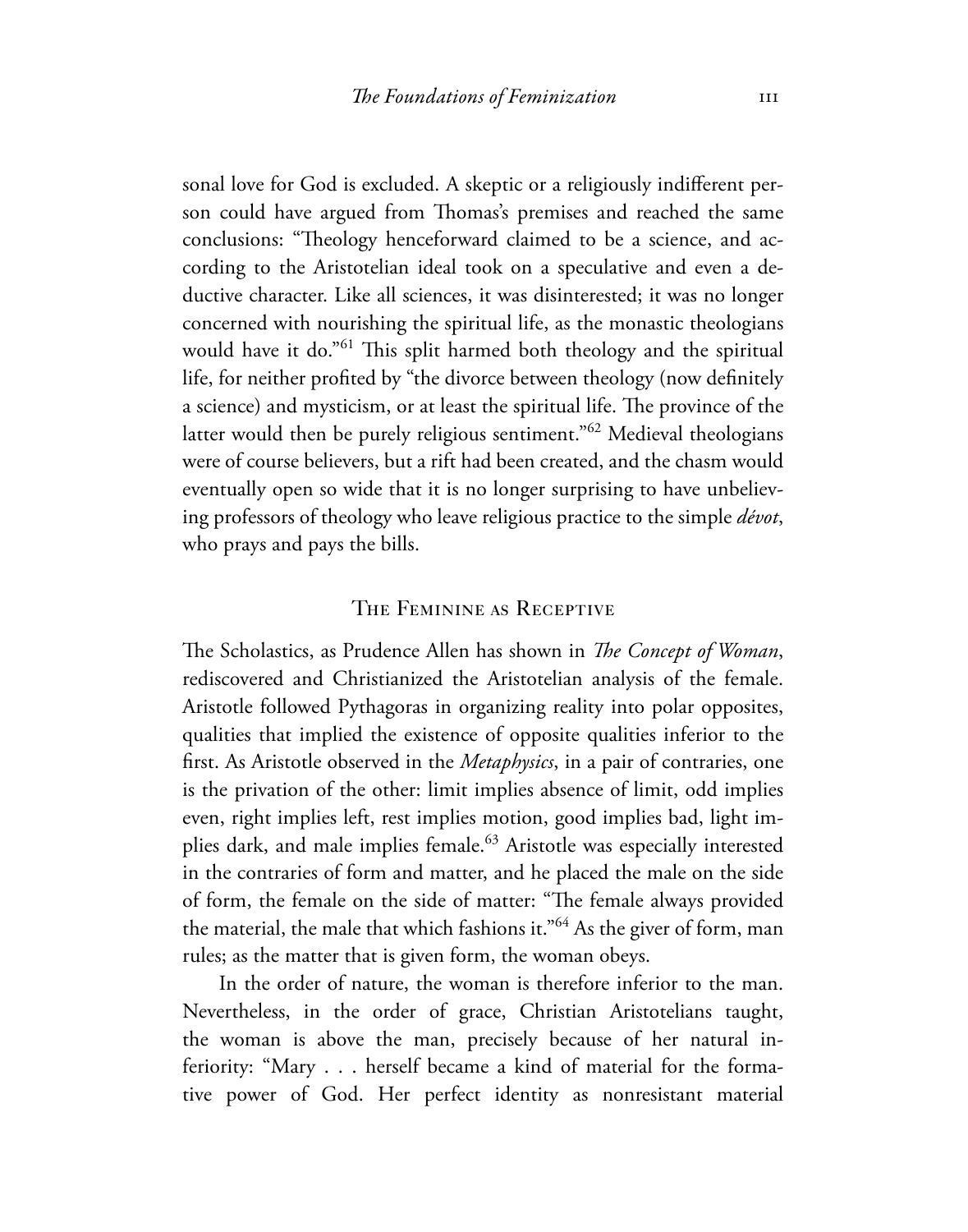sonal love for God is excluded. A skeptic or a religiously indifferent person could have argued from Thomas's premises and reached the same conclusions: "Theology henceforward claimed to be a science, and according to the Aristotelian ideal took on a speculative and even a deductive character. Like all sciences, it was disinterested; it was no longer concerned with nourishing the spiritual life, as the monastic theologians would have it do."[61] This split harmed both theology and the spiritual life, for neither profited by "the divorce between theology (now definitely a science) and mysticism, or at least the spiritual life. The province of the latter would then be purely religious sentiment."[62] Medieval theologians were of course believers, but a rift had been created, and the chasm would eventually open so wide that it is no longer surprising to have unbelieving professors of theology who leave religious practice to the simple *dévot*, who prays and pays the bills.

## The Feminine as Receptive

The Scholastics, as Prudence Allen has shown in *The Concept of Woman*, rediscovered and Christianized the Aristotelian analysis of the female. Aristotle followed Pythagoras in organizing reality into polar opposites, qualities that implied the existence of opposite qualities inferior to the first. As Aristotle observed in the *Metaphysics*, in a pair of contraries, one is the privation of the other: limit implies absence of limit, odd implies even, right implies left, rest implies motion, good implies bad, light implies dark, and male implies female.[63] Aristotle was especially interested in the contraries of form and matter, and he placed the male on the side of form, the female on the side of matter: "The female always provided the material, the male that which fashions it."[64] As the giver of form, man rules; as the matter that is given form, the woman obeys.

In the order of nature, the woman is therefore inferior to the man. Nevertheless, in the order of grace, Christian Aristotelians taught, the woman is above the man, precisely because of her natural inferiority: "Mary . . . herself became a kind of material for the formative power of God. Her perfect identity as nonresistant material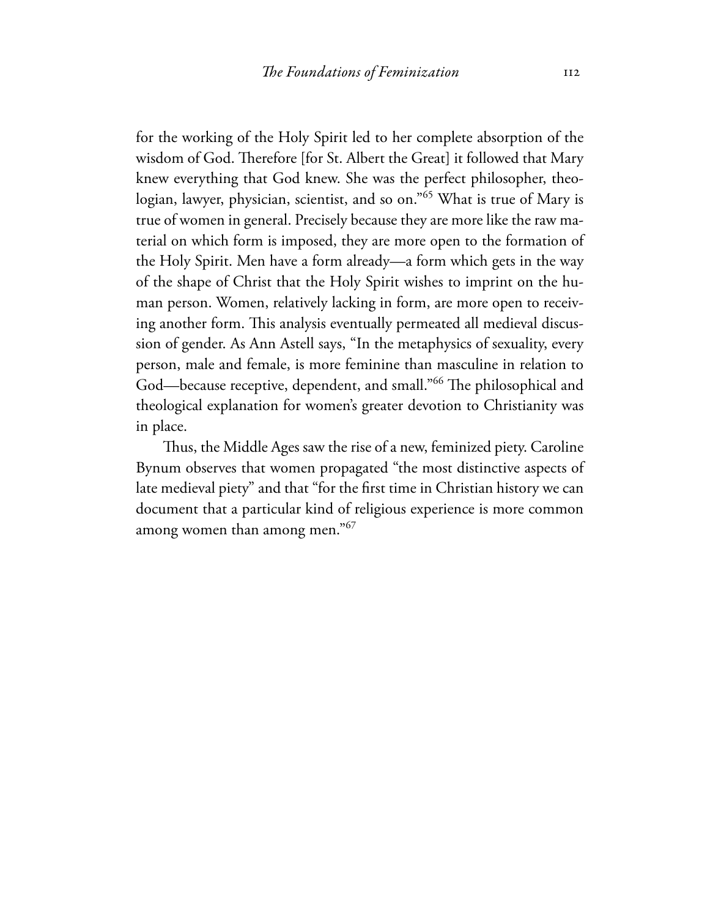for the working of the Holy Spirit led to her complete absorption of the wisdom of God. Therefore [for St. Albert the Great] it followed that Mary knew everything that God knew. She was the perfect philosopher, theologian, lawyer, physician, scientist, and so on."[65] What is true of Mary is true of women in general. Precisely because they are more like the raw material on which form is imposed, they are more open to the formation of the Holy Spirit. Men have a form already—a form which gets in the way of the shape of Christ that the Holy Spirit wishes to imprint on the human person. Women, relatively lacking in form, are more open to receiving another form. This analysis eventually permeated all medieval discussion of gender. As Ann Astell says, "In the metaphysics of sexuality, every person, male and female, is more feminine than masculine in relation to God—because receptive, dependent, and small."[66] The philosophical and theological explanation for women's greater devotion to Christianity was in place.

Thus, the Middle Ages saw the rise of a new, feminized piety. Caroline Bynum observes that women propagated "the most distinctive aspects of late medieval piety" and that "for the first time in Christian history we can document that a particular kind of religious experience is more common among women than among men."[67]